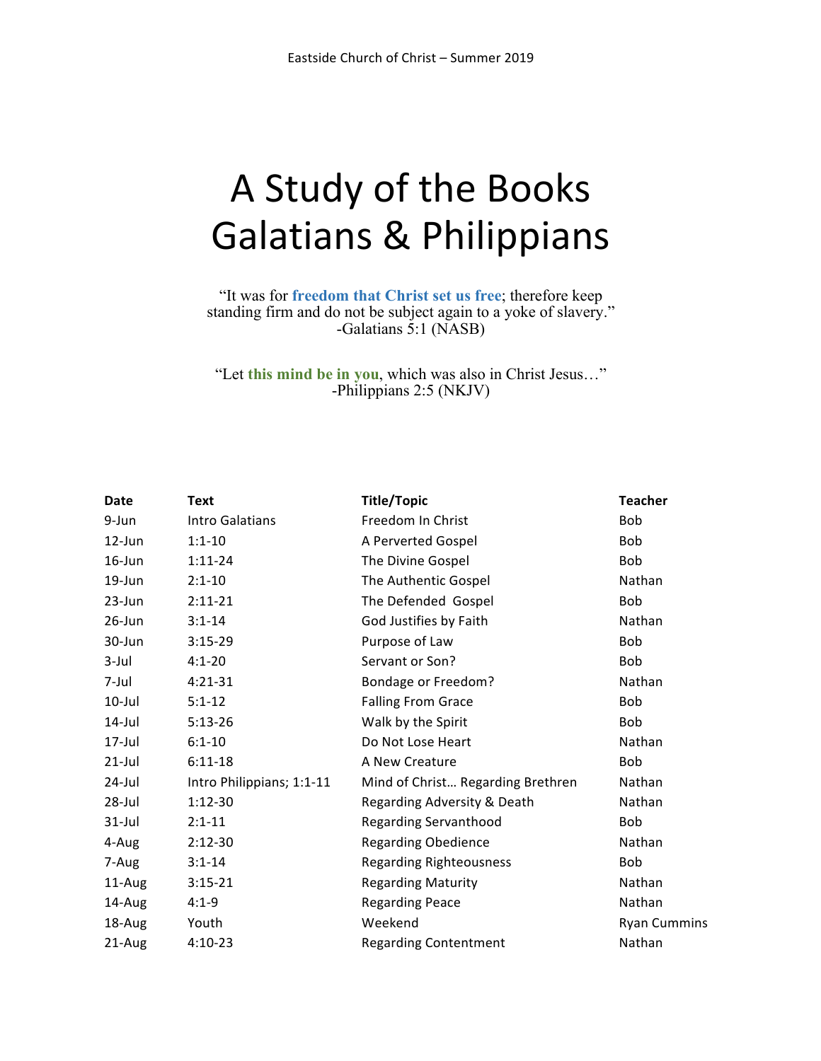Eastside Church of Christ – Summer 2019

# A Study of the Books Galatians & Philippians

"It was for **freedom that Christ set us free**; therefore keep standing firm and do not be subject again to a yoke of slavery."
-Galatians 5:1 (NASB)

"Let **this mind be in you**, which was also in Christ Jesus…"
-Philippians 2:5 (NKJV)

| Date | Text | Title/Topic | Teacher |
|---|---|---|---|
| 9-Jun | Intro Galatians | Freedom In Christ | Bob |
| 12-Jun | 1:1-10 | A Perverted Gospel | Bob |
| 16-Jun | 1:11-24 | The Divine Gospel | Bob |
| 19-Jun | 2:1-10 | The Authentic Gospel | Nathan |
| 23-Jun | 2:11-21 | The Defended Gospel | Bob |
| 26-Jun | 3:1-14 | God Justifies by Faith | Nathan |
| 30-Jun | 3:15-29 | Purpose of Law | Bob |
| 3-Jul | 4:1-20 | Servant or Son? | Bob |
| 7-Jul | 4:21-31 | Bondage or Freedom? | Nathan |
| 10-Jul | 5:1-12 | Falling From Grace | Bob |
| 14-Jul | 5:13-26 | Walk by the Spirit | Bob |
| 17-Jul | 6:1-10 | Do Not Lose Heart | Nathan |
| 21-Jul | 6:11-18 | A New Creature | Bob |
| 24-Jul | Intro Philippians; 1:1-11 | Mind of Christ… Regarding Brethren | Nathan |
| 28-Jul | 1:12-30 | Regarding Adversity & Death | Nathan |
| 31-Jul | 2:1-11 | Regarding Servanthood | Bob |
| 4-Aug | 2:12-30 | Regarding Obedience | Nathan |
| 7-Aug | 3:1-14 | Regarding Righteousness | Bob |
| 11-Aug | 3:15-21 | Regarding Maturity | Nathan |
| 14-Aug | 4:1-9 | Regarding Peace | Nathan |
| 18-Aug | Youth | Weekend | Ryan Cummins |
| 21-Aug | 4:10-23 | Regarding Contentment | Nathan |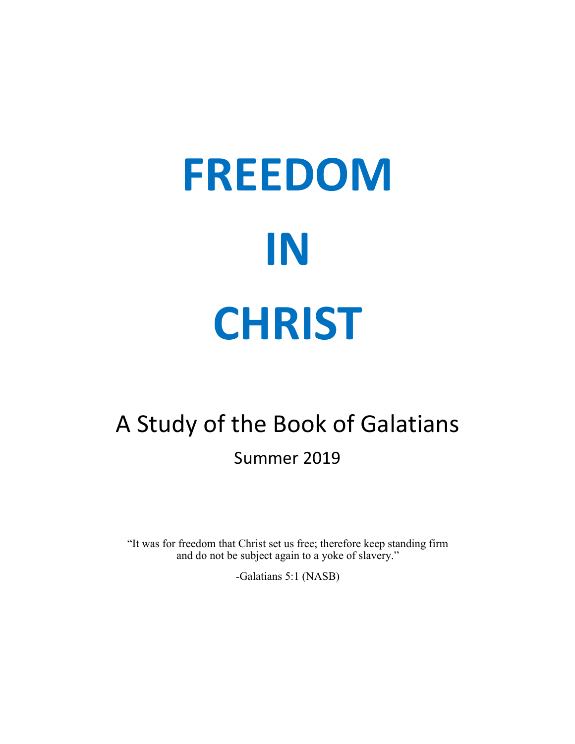# FREEDOM

# IN

# CHRIST

## A Study of the Book of Galatians

Summer 2019

"It was for freedom that Christ set us free; therefore keep standing firm and do not be subject again to a yoke of slavery."

-Galatians 5:1 (NASB)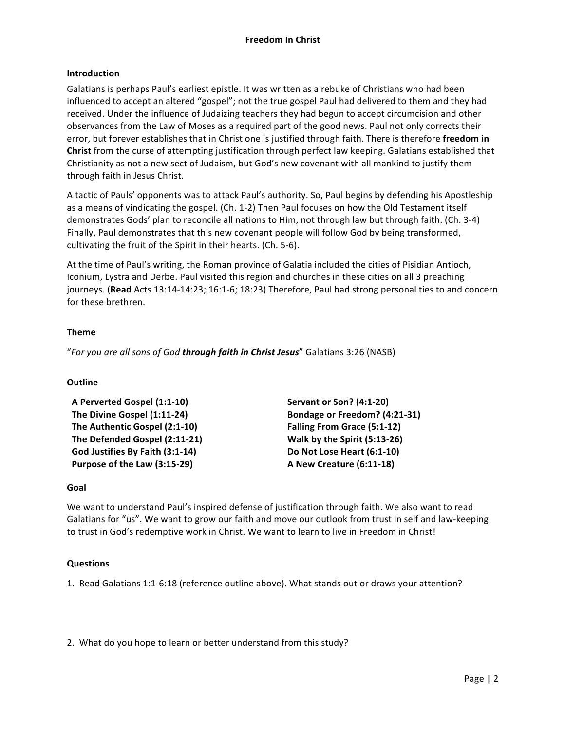# Freedom In Christ

## Introduction

Galatians is perhaps Paul's earliest epistle. It was written as a rebuke of Christians who had been influenced to accept an altered "gospel"; not the true gospel Paul had delivered to them and they had received. Under the influence of Judaizing teachers they had begun to accept circumcision and other observances from the Law of Moses as a required part of the good news. Paul not only corrects their error, but forever establishes that in Christ one is justified through faith. There is therefore **freedom in Christ** from the curse of attempting justification through perfect law keeping. Galatians established that Christianity as not a new sect of Judaism, but God's new covenant with all mankind to justify them through faith in Jesus Christ.

A tactic of Pauls' opponents was to attack Paul's authority. So, Paul begins by defending his Apostleship as a means of vindicating the gospel. (Ch. 1-2) Then Paul focuses on how the Old Testament itself demonstrates Gods' plan to reconcile all nations to Him, not through law but through faith. (Ch. 3-4) Finally, Paul demonstrates that this new covenant people will follow God by being transformed, cultivating the fruit of the Spirit in their hearts. (Ch. 5-6).

At the time of Paul's writing, the Roman province of Galatia included the cities of Pisidian Antioch, Iconium, Lystra and Derbe. Paul visited this region and churches in these cities on all 3 preaching journeys. (**Read** Acts 13:14-14:23; 16:1-6; 18:23) Therefore, Paul had strong personal ties to and concern for these brethren.

## Theme

"*For you are all sons of God **through faith in Christ Jesus***" Galatians 3:26 (NASB)

## Outline

**A Perverted Gospel (1:1-10)**
**The Divine Gospel (1:11-24)**
**The Authentic Gospel (2:1-10)**
**The Defended Gospel (2:11-21)**
**God Justifies By Faith (3:1-14)**
**Purpose of the Law (3:15-29)**
**Servant or Son? (4:1-20)**
**Bondage or Freedom? (4:21-31)**
**Falling From Grace (5:1-12)**
**Walk by the Spirit (5:13-26)**
**Do Not Lose Heart (6:1-10)**
**A New Creature (6:11-18)**

## Goal

We want to understand Paul's inspired defense of justification through faith. We also want to read Galatians for "us". We want to grow our faith and move our outlook from trust in self and law-keeping to trust in God's redemptive work in Christ. We want to learn to live in Freedom in Christ!

## Questions

1. Read Galatians 1:1-6:18 (reference outline above). What stands out or draws your attention?

2. What do you hope to learn or better understand from this study?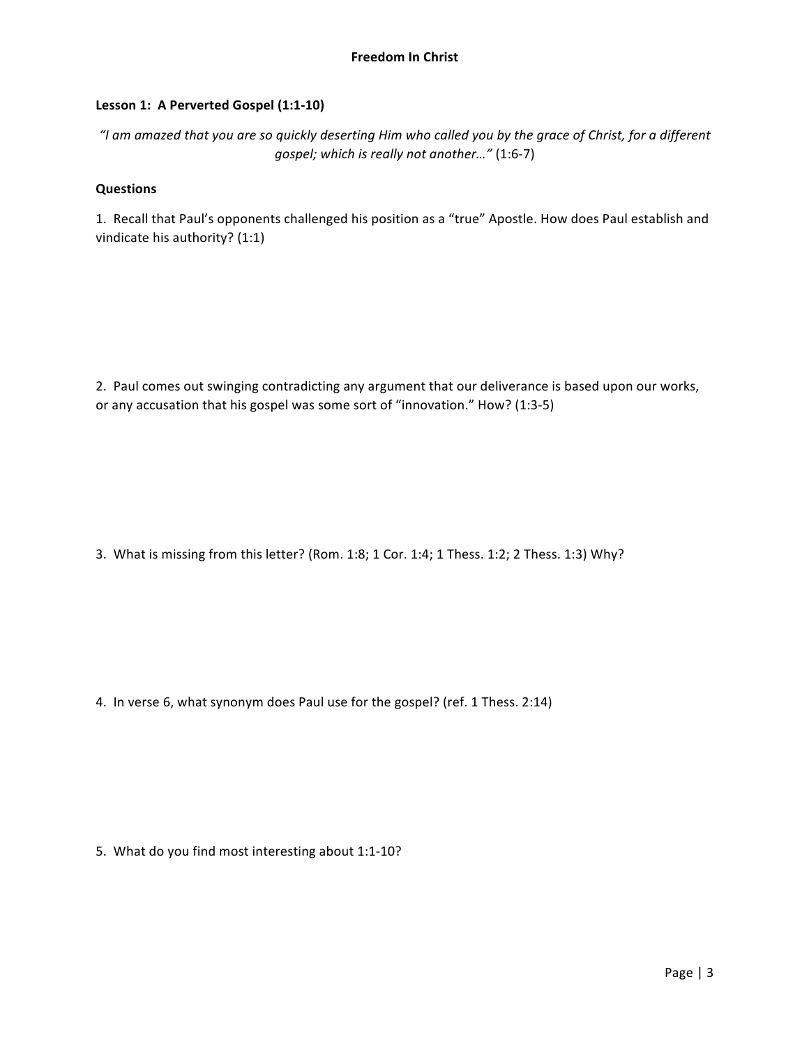**Freedom In Christ**

**Lesson 1: A Perverted Gospel (1:1-10)**

*"I am amazed that you are so quickly deserting Him who called you by the grace of Christ, for a different gospel; which is really not another…"* (1:6-7)

**Questions**

1. Recall that Paul's opponents challenged his position as a "true" Apostle. How does Paul establish and vindicate his authority? (1:1)

2. Paul comes out swinging contradicting any argument that our deliverance is based upon our works, or any accusation that his gospel was some sort of "innovation." How? (1:3-5)

3. What is missing from this letter? (Rom. 1:8; 1 Cor. 1:4; 1 Thess. 1:2; 2 Thess. 1:3) Why?

4. In verse 6, what synonym does Paul use for the gospel? (ref. 1 Thess. 2:14)

5. What do you find most interesting about 1:1-10?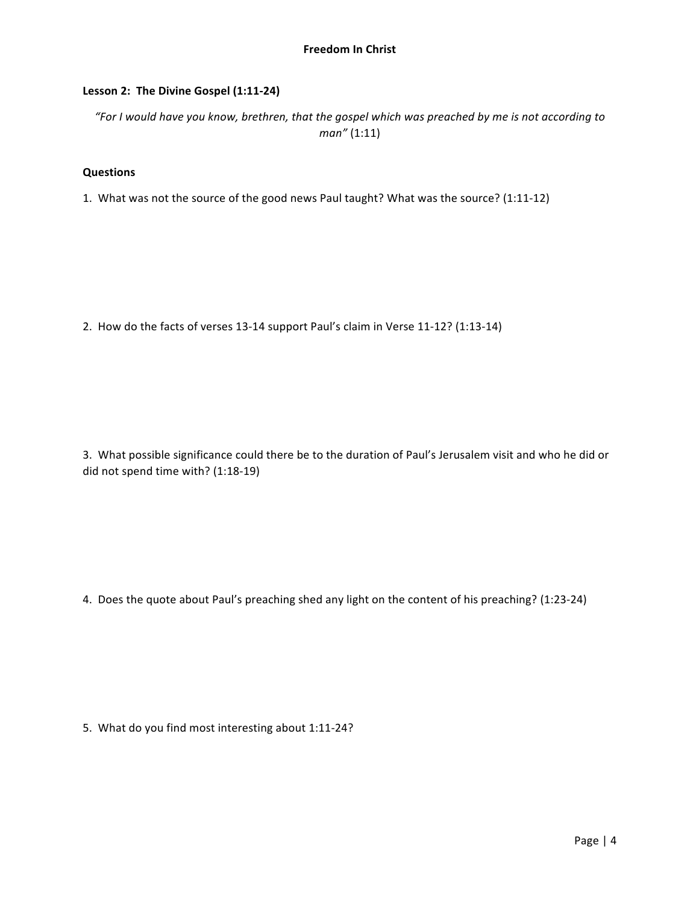**Freedom In Christ**

## Lesson 2: The Divine Gospel (1:11-24)

*"For I would have you know, brethren, that the gospel which was preached by me is not according to man"* (1:11)

### Questions

1. What was not the source of the good news Paul taught? What was the source? (1:11-12)

2. How do the facts of verses 13-14 support Paul's claim in Verse 11-12? (1:13-14)

3. What possible significance could there be to the duration of Paul's Jerusalem visit and who he did or did not spend time with? (1:18-19)

4. Does the quote about Paul's preaching shed any light on the content of his preaching? (1:23-24)

5. What do you find most interesting about 1:11-24?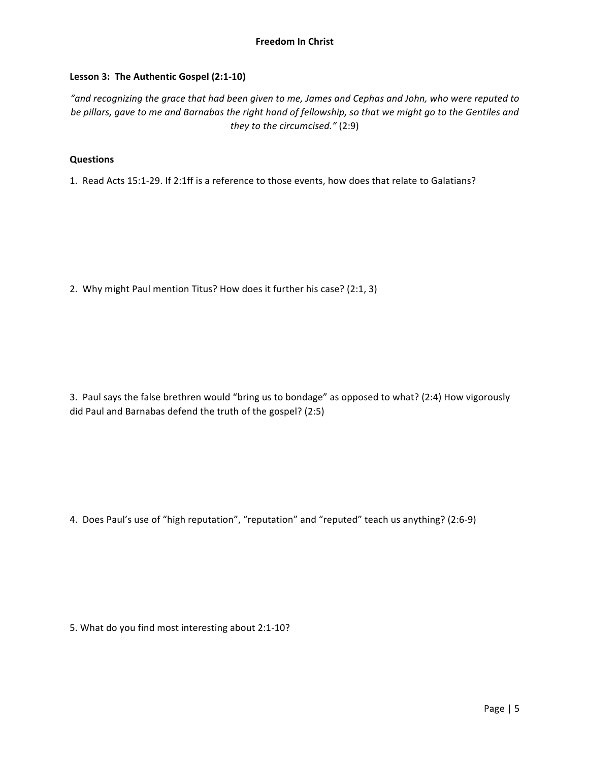**Freedom In Christ**

## Lesson 3: The Authentic Gospel (2:1-10)

*"and recognizing the grace that had been given to me, James and Cephas and John, who were reputed to be pillars, gave to me and Barnabas the right hand of fellowship, so that we might go to the Gentiles and they to the circumcised."* (2:9)

### Questions

1. Read Acts 15:1-29. If 2:1ff is a reference to those events, how does that relate to Galatians?

2. Why might Paul mention Titus? How does it further his case? (2:1, 3)

3. Paul says the false brethren would "bring us to bondage" as opposed to what? (2:4) How vigorously did Paul and Barnabas defend the truth of the gospel? (2:5)

4. Does Paul's use of "high reputation", "reputation" and "reputed" teach us anything? (2:6-9)

5. What do you find most interesting about 2:1-10?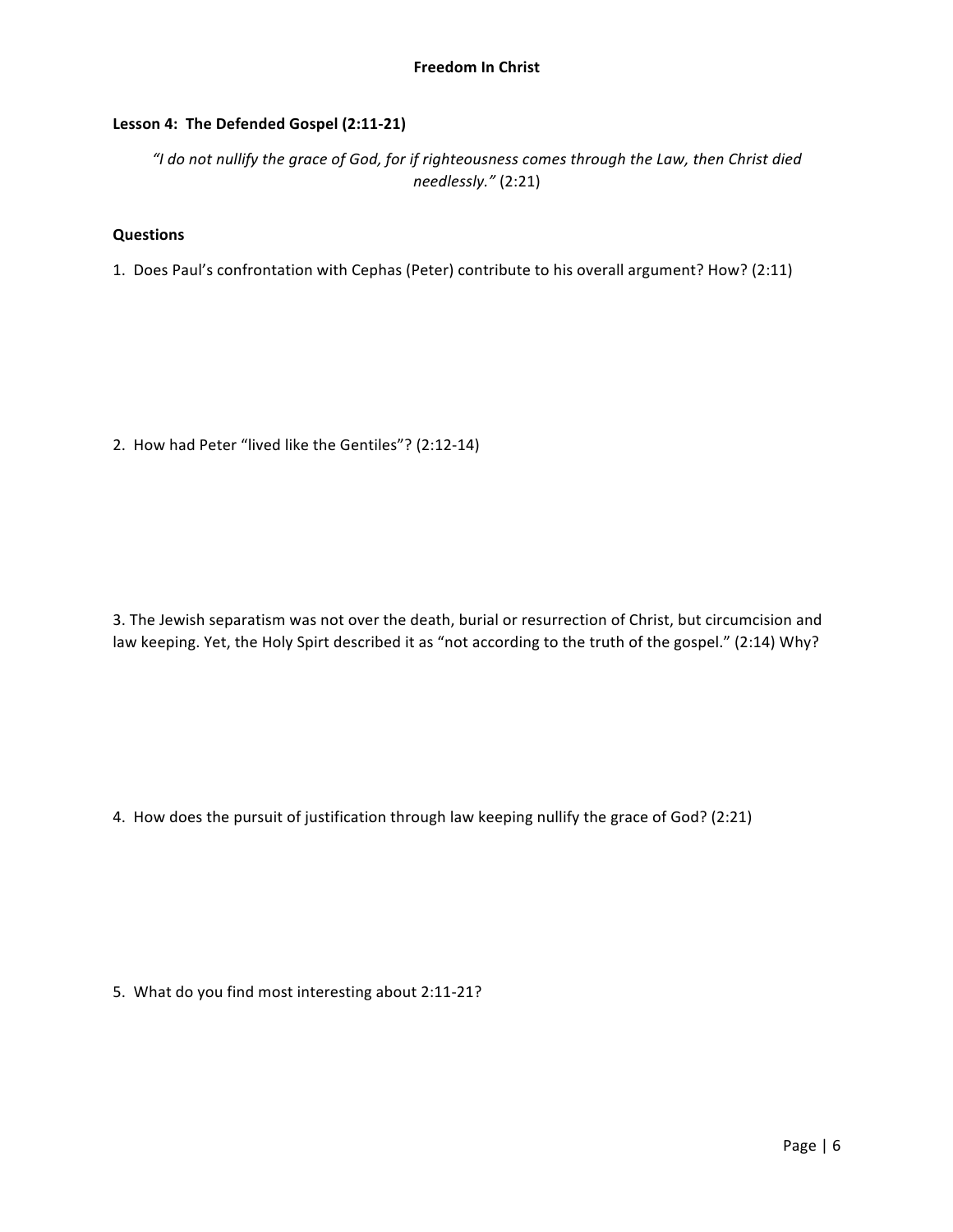**Freedom In Christ**

## Lesson 4: The Defended Gospel (2:11-21)

*"I do not nullify the grace of God, for if righteousness comes through the Law, then Christ died needlessly."* (2:21)

### Questions

1. Does Paul's confrontation with Cephas (Peter) contribute to his overall argument? How? (2:11)

2. How had Peter "lived like the Gentiles"? (2:12-14)

3. The Jewish separatism was not over the death, burial or resurrection of Christ, but circumcision and law keeping. Yet, the Holy Spirt described it as "not according to the truth of the gospel." (2:14) Why?

4. How does the pursuit of justification through law keeping nullify the grace of God? (2:21)

5. What do you find most interesting about 2:11-21?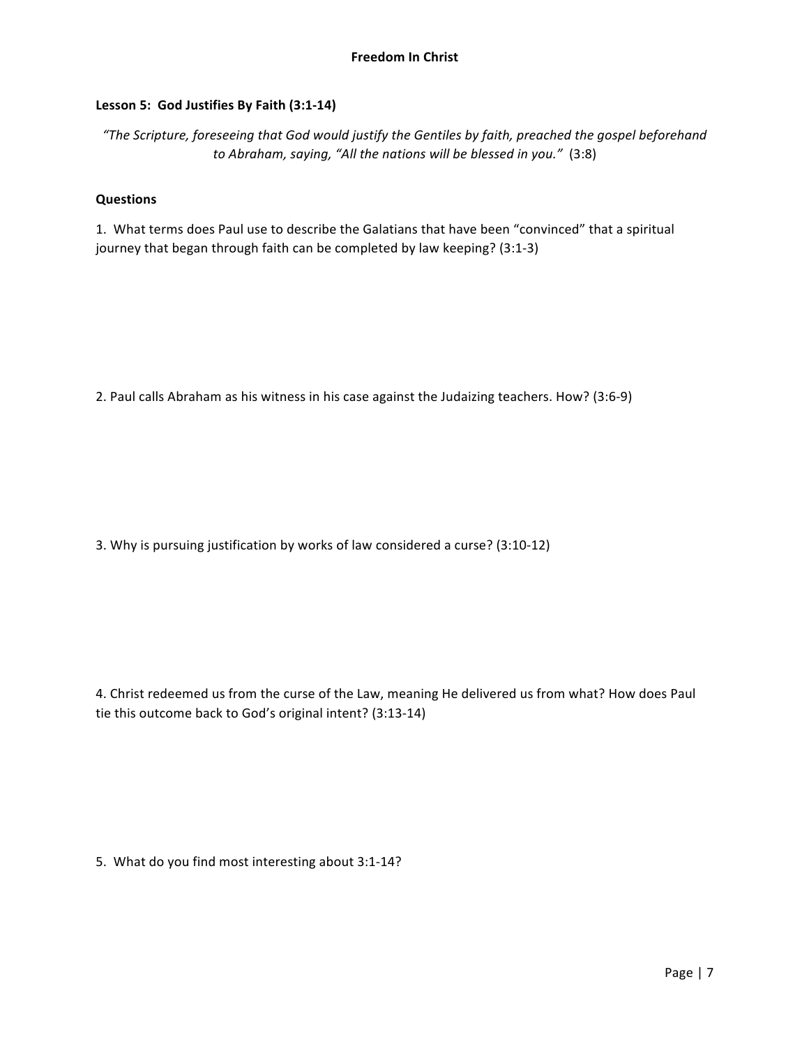**Freedom In Christ**

**Lesson 5: God Justifies By Faith (3:1-14)**

*"The Scripture, foreseeing that God would justify the Gentiles by faith, preached the gospel beforehand to Abraham, saying, "All the nations will be blessed in you."* (3:8)

**Questions**

1. What terms does Paul use to describe the Galatians that have been "convinced" that a spiritual journey that began through faith can be completed by law keeping? (3:1-3)

2. Paul calls Abraham as his witness in his case against the Judaizing teachers. How? (3:6-9)

3. Why is pursuing justification by works of law considered a curse? (3:10-12)

4. Christ redeemed us from the curse of the Law, meaning He delivered us from what? How does Paul tie this outcome back to God's original intent? (3:13-14)

5. What do you find most interesting about 3:1-14?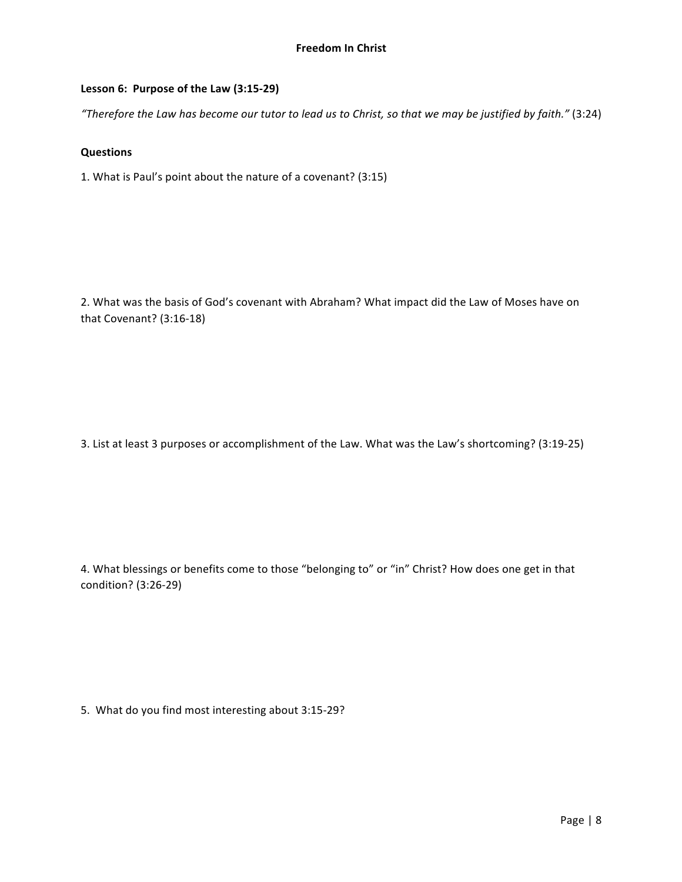**Freedom In Christ**

**Lesson 6: Purpose of the Law (3:15-29)**

*"Therefore the Law has become our tutor to lead us to Christ, so that we may be justified by faith."* (3:24)

**Questions**

1. What is Paul's point about the nature of a covenant? (3:15)

2. What was the basis of God's covenant with Abraham? What impact did the Law of Moses have on that Covenant? (3:16-18)

3. List at least 3 purposes or accomplishment of the Law. What was the Law's shortcoming? (3:19-25)

4. What blessings or benefits come to those "belonging to" or "in" Christ? How does one get in that condition? (3:26-29)

5. What do you find most interesting about 3:15-29?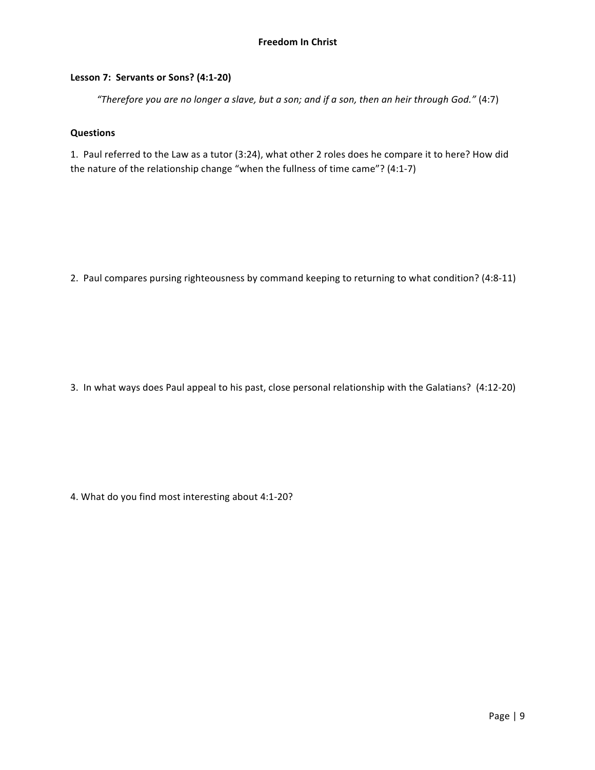## Freedom In Christ

### Lesson 7: Servants or Sons? (4:1-20)

*"Therefore you are no longer a slave, but a son; and if a son, then an heir through God."* (4:7)

### Questions

1. Paul referred to the Law as a tutor (3:24), what other 2 roles does he compare it to here? How did the nature of the relationship change "when the fullness of time came"? (4:1-7)

2. Paul compares pursing righteousness by command keeping to returning to what condition? (4:8-11)

3. In what ways does Paul appeal to his past, close personal relationship with the Galatians? (4:12-20)

4. What do you find most interesting about 4:1-20?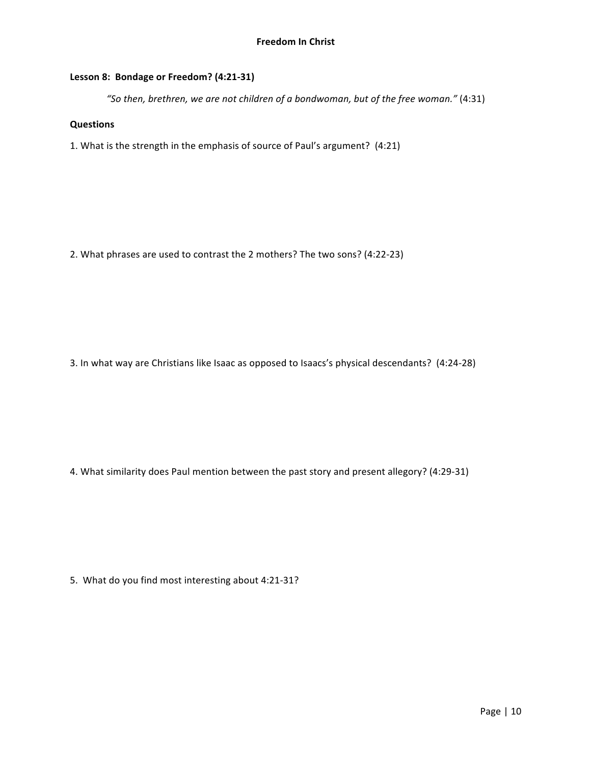# Freedom In Christ

## Lesson 8: Bondage or Freedom? (4:21-31)

> *"So then, brethren, we are not children of a bondwoman, but of the free woman."* (4:31)

### Questions

1. What is the strength in the emphasis of source of Paul's argument? (4:21)

2. What phrases are used to contrast the 2 mothers? The two sons? (4:22-23)

3. In what way are Christians like Isaac as opposed to Isaacs's physical descendants? (4:24-28)

4. What similarity does Paul mention between the past story and present allegory? (4:29-31)

5. What do you find most interesting about 4:21-31?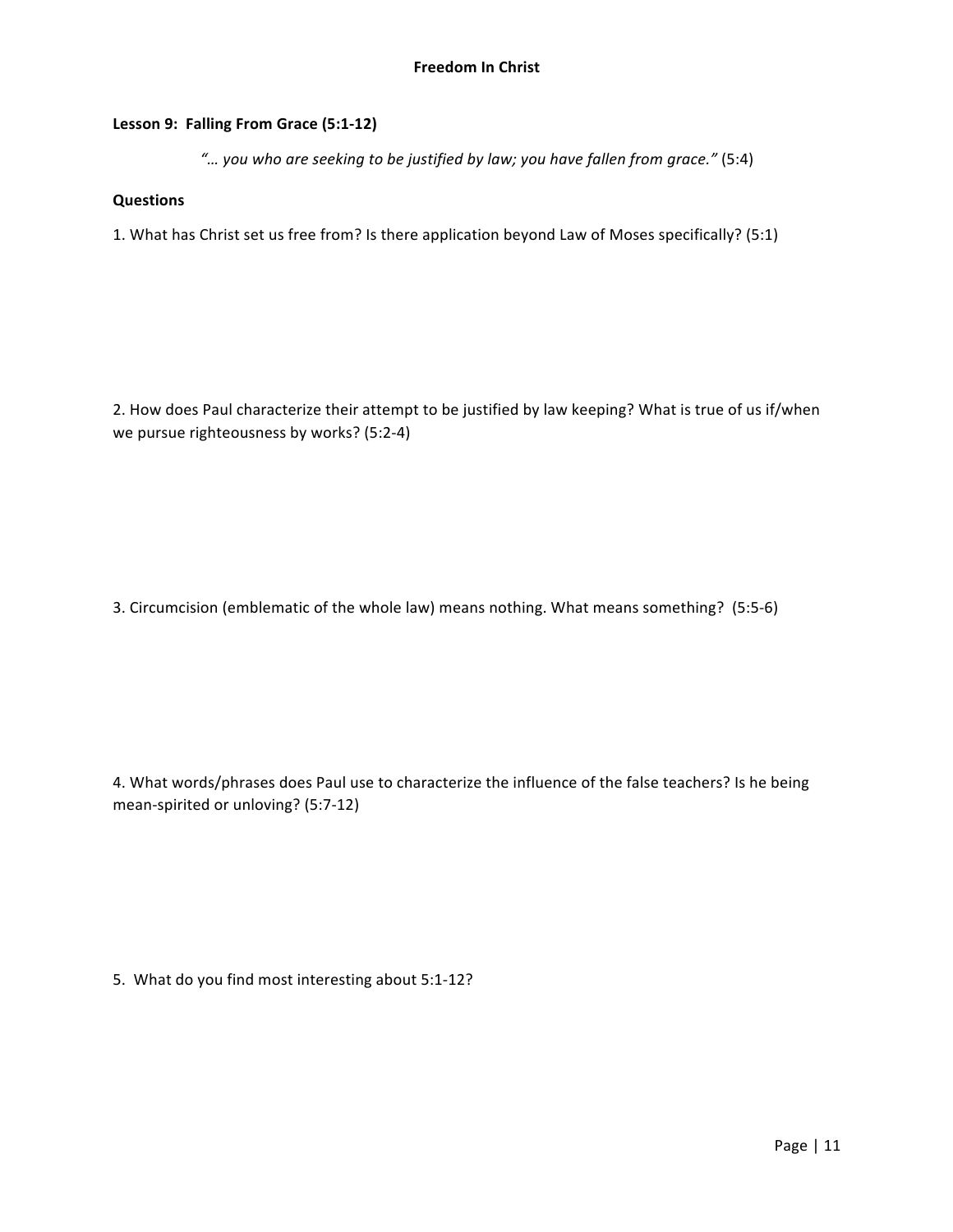# Freedom In Christ

## Lesson 9: Falling From Grace (5:1-12)

*"… you who are seeking to be justified by law; you have fallen from grace."* (5:4)

### Questions

1. What has Christ set us free from? Is there application beyond Law of Moses specifically? (5:1)

2. How does Paul characterize their attempt to be justified by law keeping? What is true of us if/when we pursue righteousness by works? (5:2-4)

3. Circumcision (emblematic of the whole law) means nothing. What means something? (5:5-6)

4. What words/phrases does Paul use to characterize the influence of the false teachers? Is he being mean-spirited or unloving? (5:7-12)

5. What do you find most interesting about 5:1-12?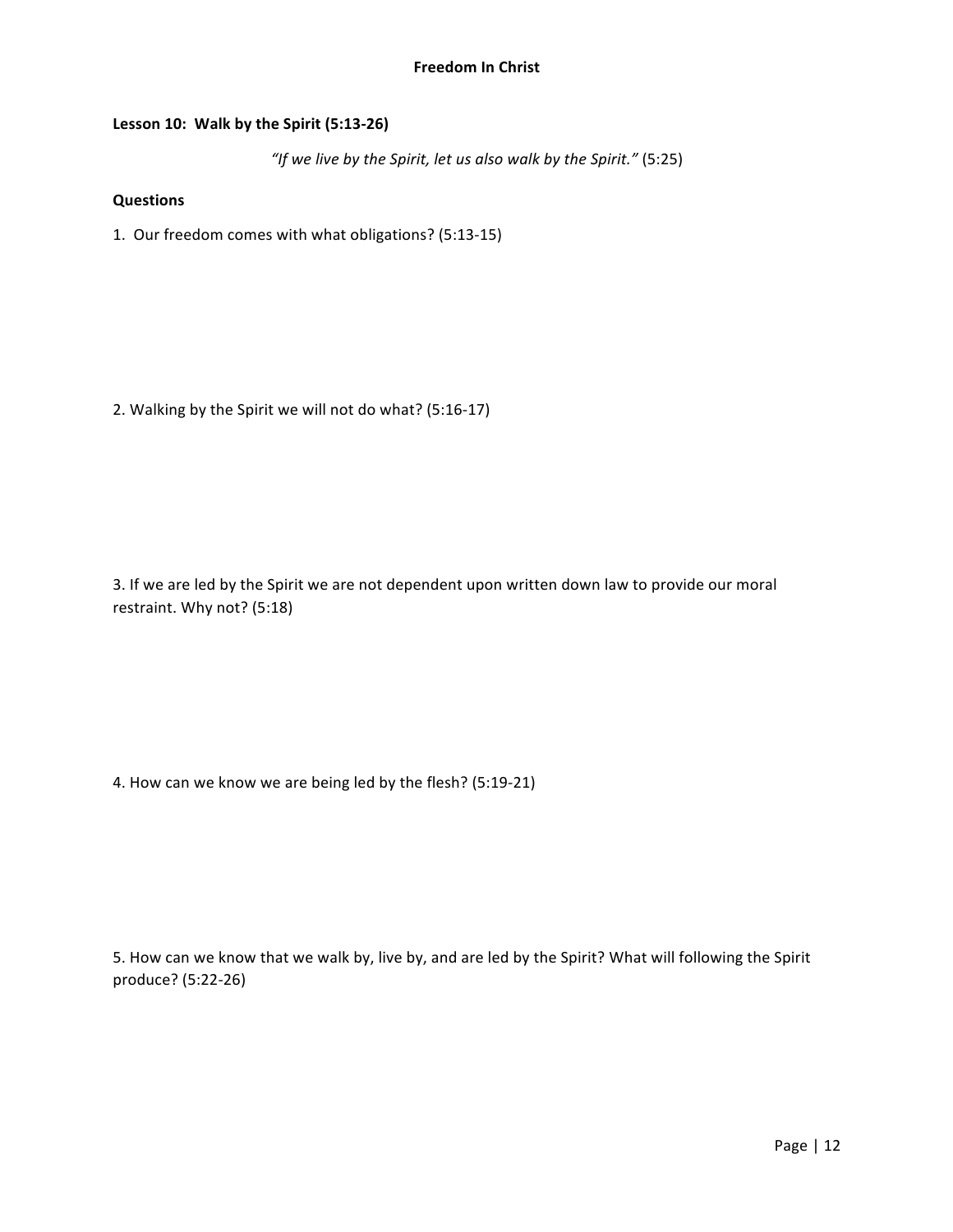**Freedom In Christ**

**Lesson 10: Walk by the Spirit (5:13-26)**

*"If we live by the Spirit, let us also walk by the Spirit."* (5:25)

**Questions**

1. Our freedom comes with what obligations? (5:13-15)

2. Walking by the Spirit we will not do what? (5:16-17)

3. If we are led by the Spirit we are not dependent upon written down law to provide our moral restraint. Why not? (5:18)

4. How can we know we are being led by the flesh? (5:19-21)

5. How can we know that we walk by, live by, and are led by the Spirit? What will following the Spirit produce? (5:22-26)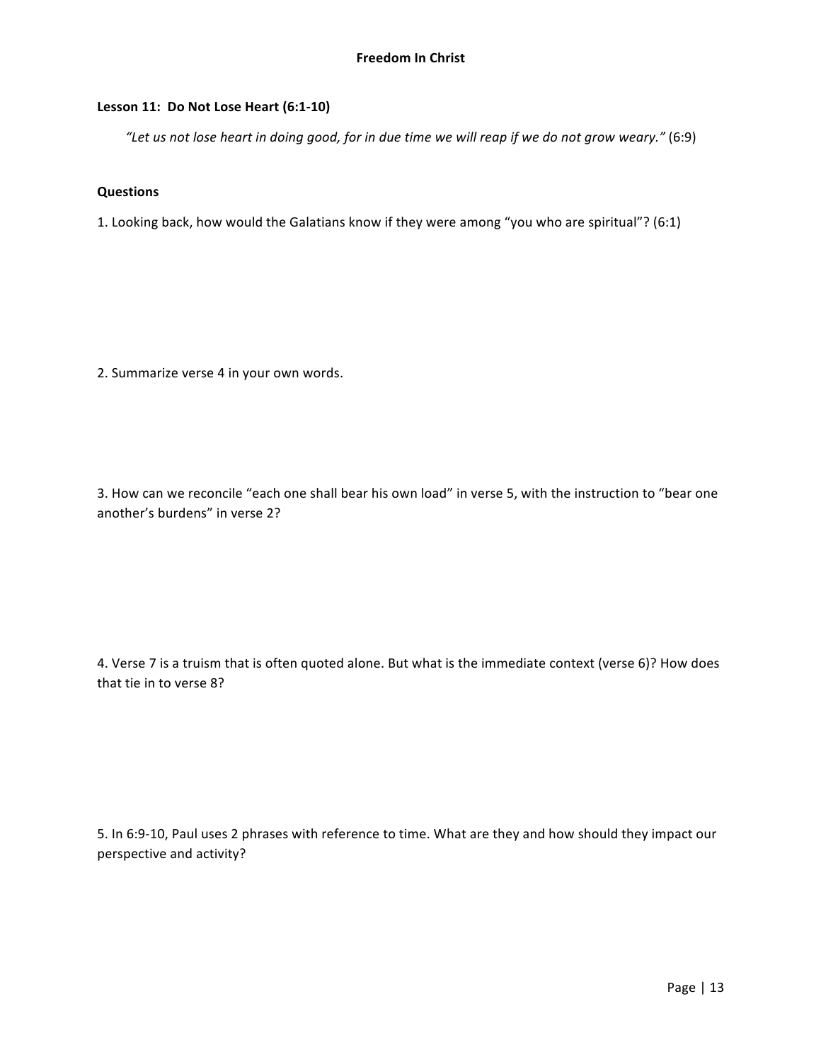**Freedom In Christ**

## Lesson 11: Do Not Lose Heart (6:1-10)

*"Let us not lose heart in doing good, for in due time we will reap if we do not grow weary."* (6:9)

### Questions

1. Looking back, how would the Galatians know if they were among "you who are spiritual"? (6:1)

2. Summarize verse 4 in your own words.

3. How can we reconcile "each one shall bear his own load" in verse 5, with the instruction to "bear one another's burdens" in verse 2?

4. Verse 7 is a truism that is often quoted alone. But what is the immediate context (verse 6)? How does that tie in to verse 8?

5. In 6:9-10, Paul uses 2 phrases with reference to time. What are they and how should they impact our perspective and activity?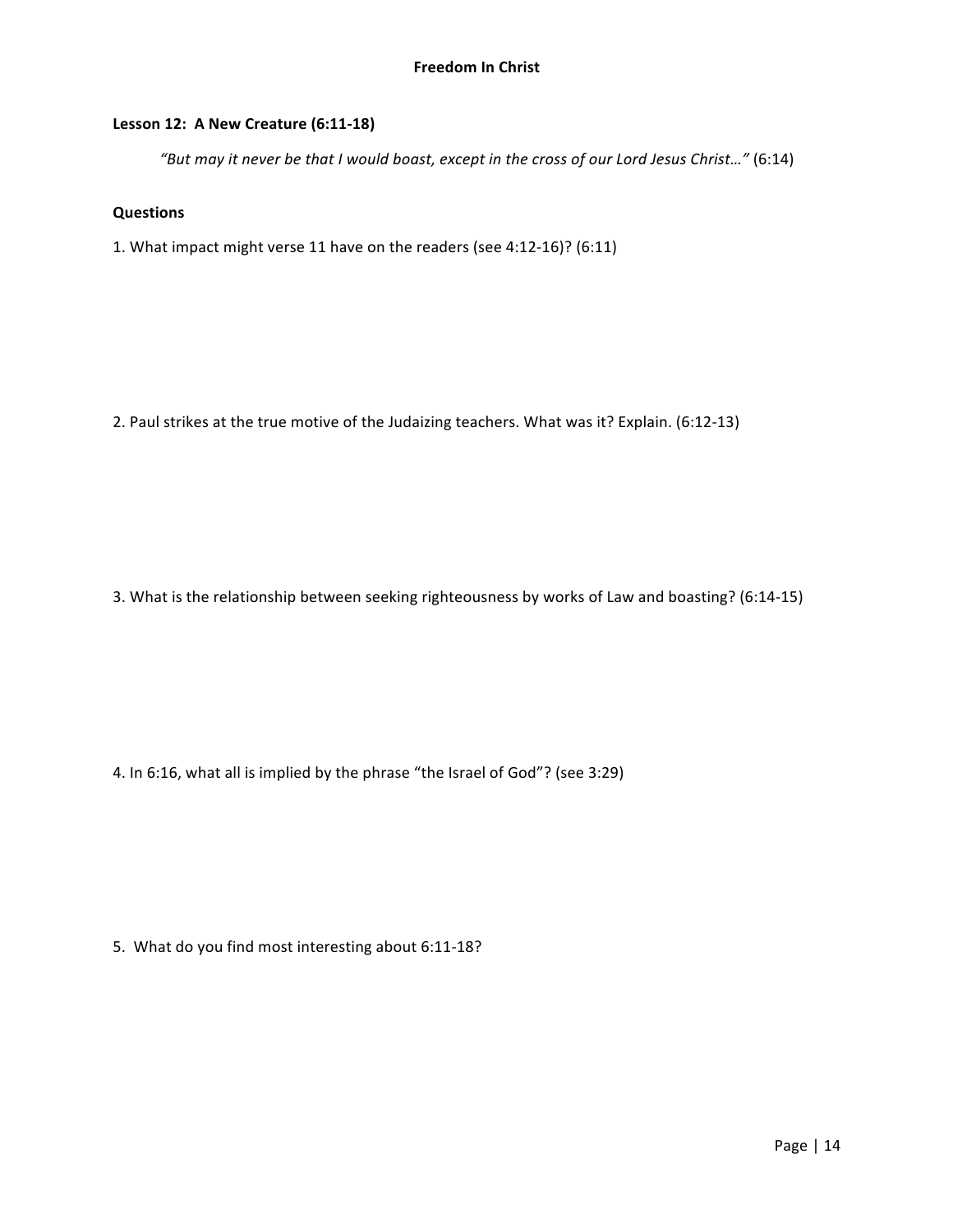# Freedom In Christ

## Lesson 12: A New Creature (6:11-18)

*"But may it never be that I would boast, except in the cross of our Lord Jesus Christ…"* (6:14)

### Questions

1. What impact might verse 11 have on the readers (see 4:12-16)? (6:11)

2. Paul strikes at the true motive of the Judaizing teachers. What was it? Explain. (6:12-13)

3. What is the relationship between seeking righteousness by works of Law and boasting? (6:14-15)

4. In 6:16, what all is implied by the phrase "the Israel of God"? (see 3:29)

5. What do you find most interesting about 6:11-18?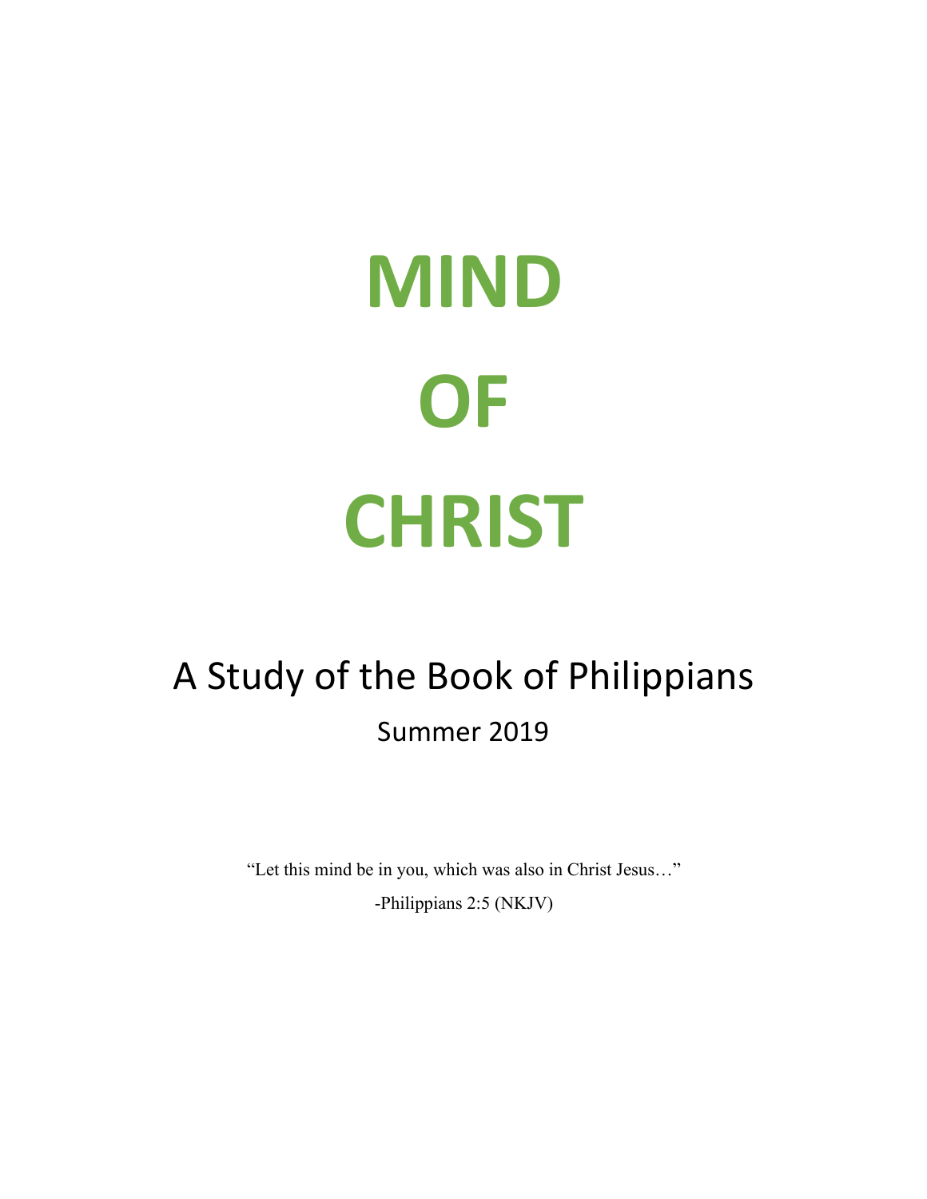# MIND

# OF

# CHRIST

## A Study of the Book of Philippians

Summer 2019

"Let this mind be in you, which was also in Christ Jesus…"

-Philippians 2:5 (NKJV)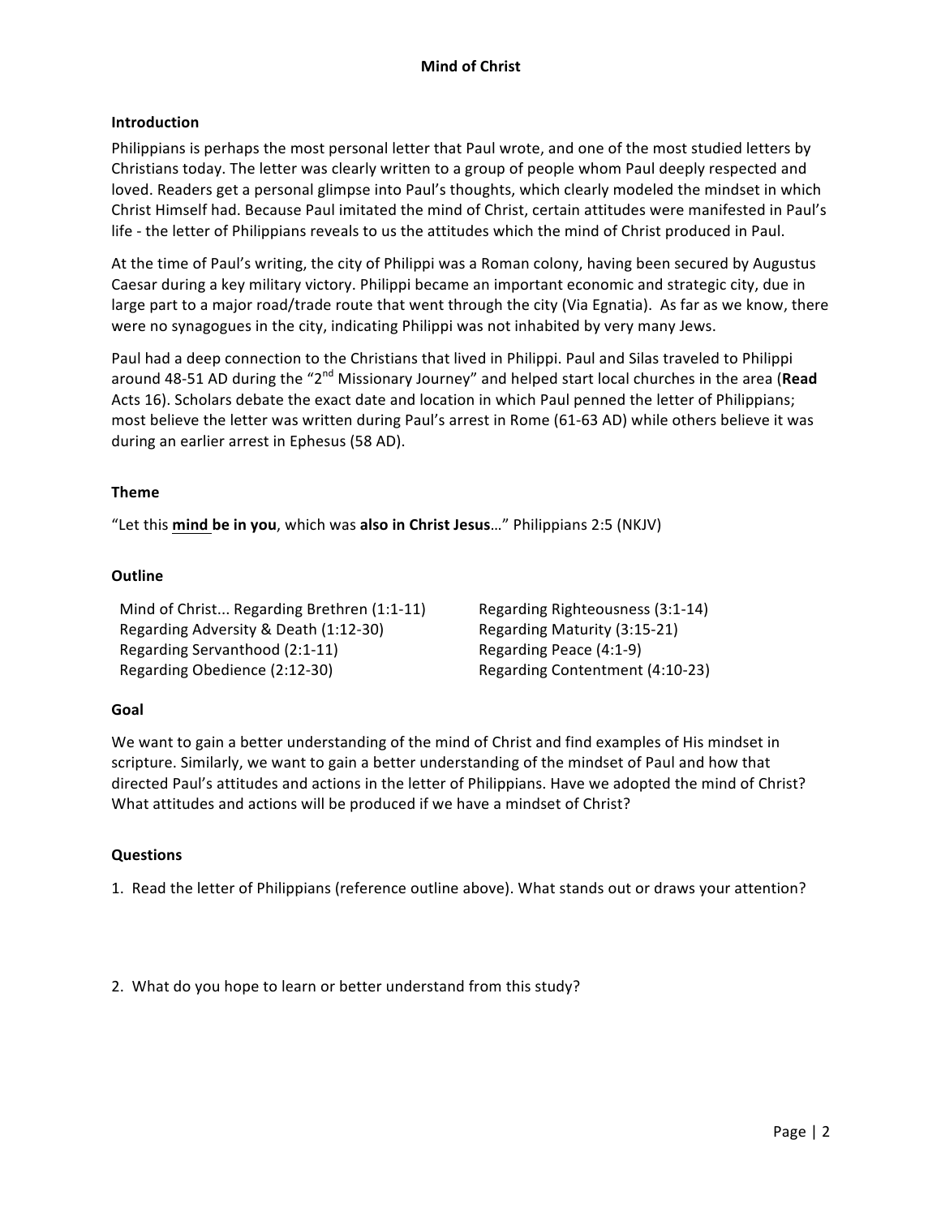# Mind of Christ

## Introduction

Philippians is perhaps the most personal letter that Paul wrote, and one of the most studied letters by Christians today. The letter was clearly written to a group of people whom Paul deeply respected and loved. Readers get a personal glimpse into Paul's thoughts, which clearly modeled the mindset in which Christ Himself had. Because Paul imitated the mind of Christ, certain attitudes were manifested in Paul's life - the letter of Philippians reveals to us the attitudes which the mind of Christ produced in Paul.

At the time of Paul's writing, the city of Philippi was a Roman colony, having been secured by Augustus Caesar during a key military victory. Philippi became an important economic and strategic city, due in large part to a major road/trade route that went through the city (Via Egnatia). As far as we know, there were no synagogues in the city, indicating Philippi was not inhabited by very many Jews.

Paul had a deep connection to the Christians that lived in Philippi. Paul and Silas traveled to Philippi around 48-51 AD during the "2nd Missionary Journey" and helped start local churches in the area (**Read** Acts 16). Scholars debate the exact date and location in which Paul penned the letter of Philippians; most believe the letter was written during Paul's arrest in Rome (61-63 AD) while others believe it was during an earlier arrest in Ephesus (58 AD).

## Theme

"Let this **mind be in you**, which was **also in Christ Jesus**…" Philippians 2:5 (NKJV)

## Outline

- Mind of Christ... Regarding Brethren (1:1-11)
- Regarding Adversity & Death (1:12-30)
- Regarding Servanthood (2:1-11)
- Regarding Obedience (2:12-30)
- Regarding Righteousness (3:1-14)
- Regarding Maturity (3:15-21)
- Regarding Peace (4:1-9)
- Regarding Contentment (4:10-23)

## Goal

We want to gain a better understanding of the mind of Christ and find examples of His mindset in scripture. Similarly, we want to gain a better understanding of the mindset of Paul and how that directed Paul's attitudes and actions in the letter of Philippians. Have we adopted the mind of Christ? What attitudes and actions will be produced if we have a mindset of Christ?

## Questions

1. Read the letter of Philippians (reference outline above). What stands out or draws your attention?

2. What do you hope to learn or better understand from this study?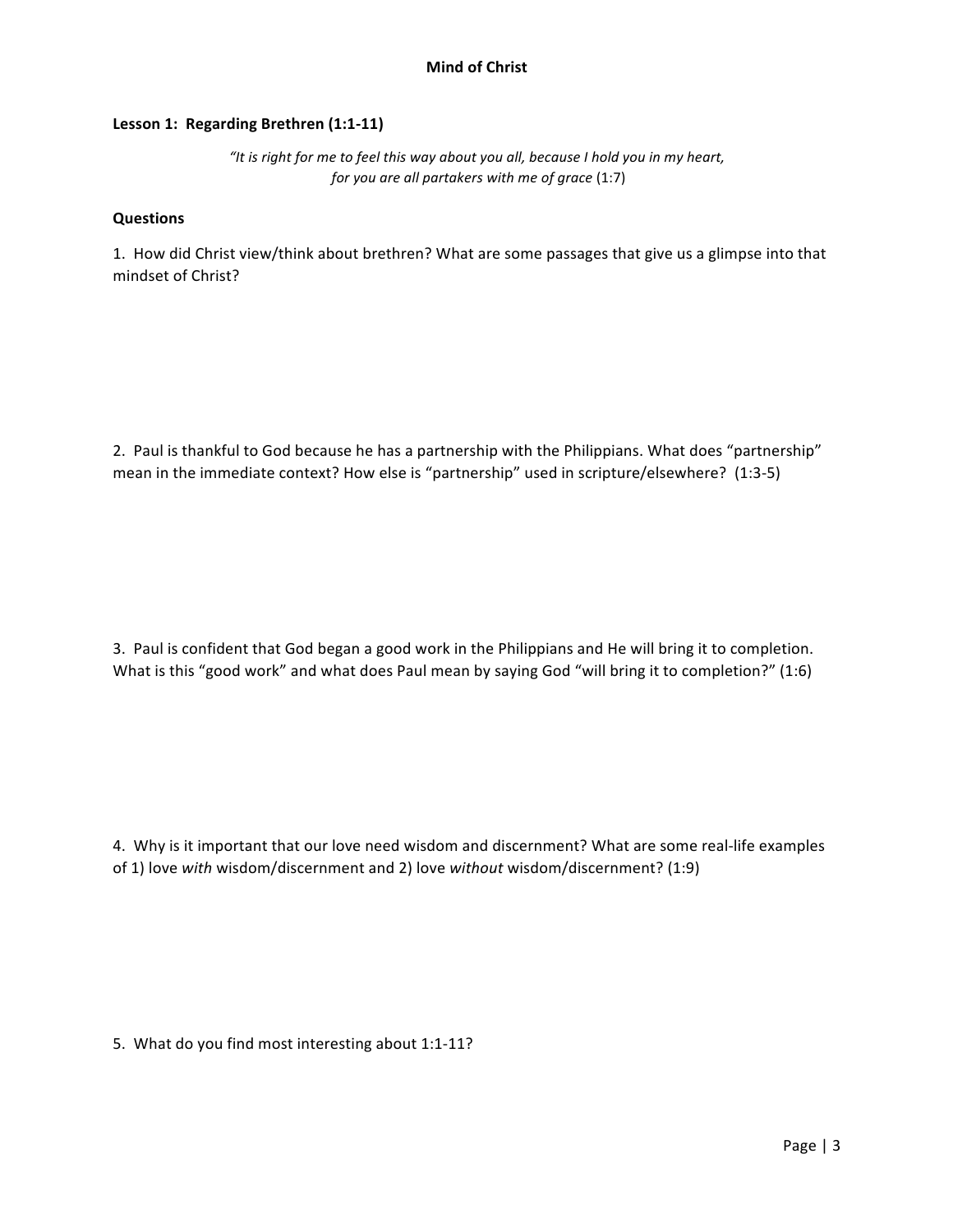# Mind of Christ

## Lesson 1: Regarding Brethren (1:1-11)

*"It is right for me to feel this way about you all, because I hold you in my heart, for you are all partakers with me of grace* (1:7)

### Questions

1. How did Christ view/think about brethren? What are some passages that give us a glimpse into that mindset of Christ?

2. Paul is thankful to God because he has a partnership with the Philippians. What does "partnership" mean in the immediate context? How else is "partnership" used in scripture/elsewhere? (1:3-5)

3. Paul is confident that God began a good work in the Philippians and He will bring it to completion. What is this "good work" and what does Paul mean by saying God "will bring it to completion?" (1:6)

4. Why is it important that our love need wisdom and discernment? What are some real-life examples of 1) love *with* wisdom/discernment and 2) love *without* wisdom/discernment? (1:9)

5. What do you find most interesting about 1:1-11?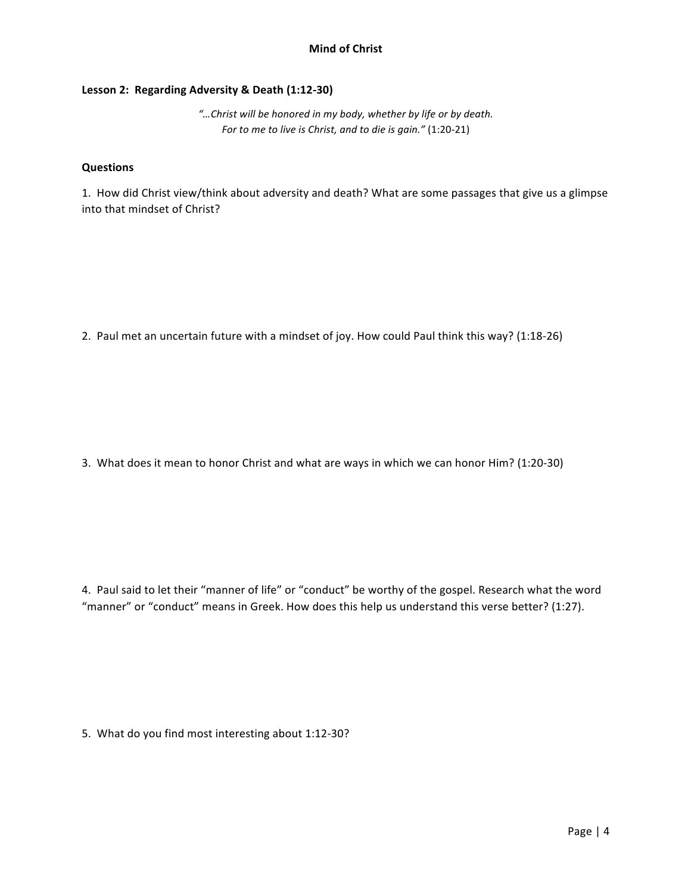# Mind of Christ

## Lesson 2: Regarding Adversity & Death (1:12-30)

*"…Christ will be honored in my body, whether by life or by death. For to me to live is Christ, and to die is gain."* (1:20-21)

### Questions

1. How did Christ view/think about adversity and death? What are some passages that give us a glimpse into that mindset of Christ?

2. Paul met an uncertain future with a mindset of joy. How could Paul think this way? (1:18-26)

3. What does it mean to honor Christ and what are ways in which we can honor Him? (1:20-30)

4. Paul said to let their "manner of life" or "conduct" be worthy of the gospel. Research what the word "manner" or "conduct" means in Greek. How does this help us understand this verse better? (1:27).

5. What do you find most interesting about 1:12-30?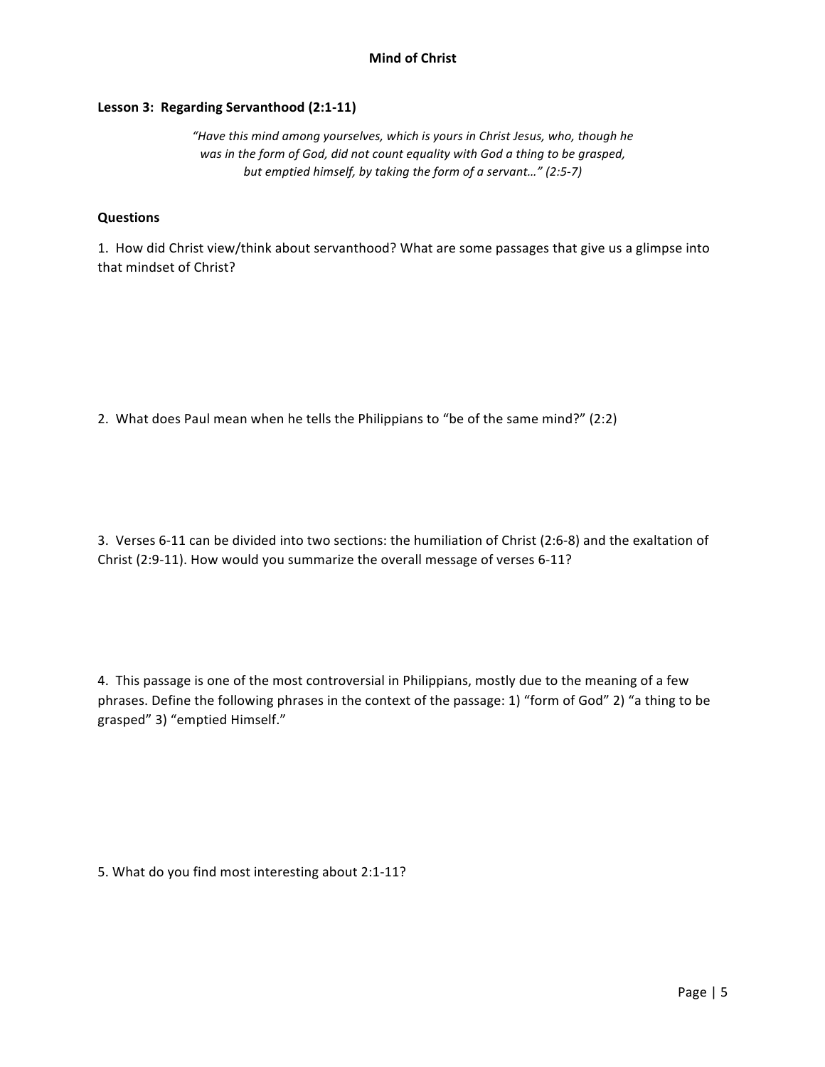# Mind of Christ

## Lesson 3: Regarding Servanthood (2:1-11)

*"Have this mind among yourselves, which is yours in Christ Jesus, who, though he was in the form of God, did not count equality with God a thing to be grasped, but emptied himself, by taking the form of a servant…" (2:5-7)*

### Questions

1. How did Christ view/think about servanthood? What are some passages that give us a glimpse into that mindset of Christ?

2. What does Paul mean when he tells the Philippians to "be of the same mind?" (2:2)

3. Verses 6-11 can be divided into two sections: the humiliation of Christ (2:6-8) and the exaltation of Christ (2:9-11). How would you summarize the overall message of verses 6-11?

4. This passage is one of the most controversial in Philippians, mostly due to the meaning of a few phrases. Define the following phrases in the context of the passage: 1) "form of God" 2) "a thing to be grasped" 3) "emptied Himself."

5. What do you find most interesting about 2:1-11?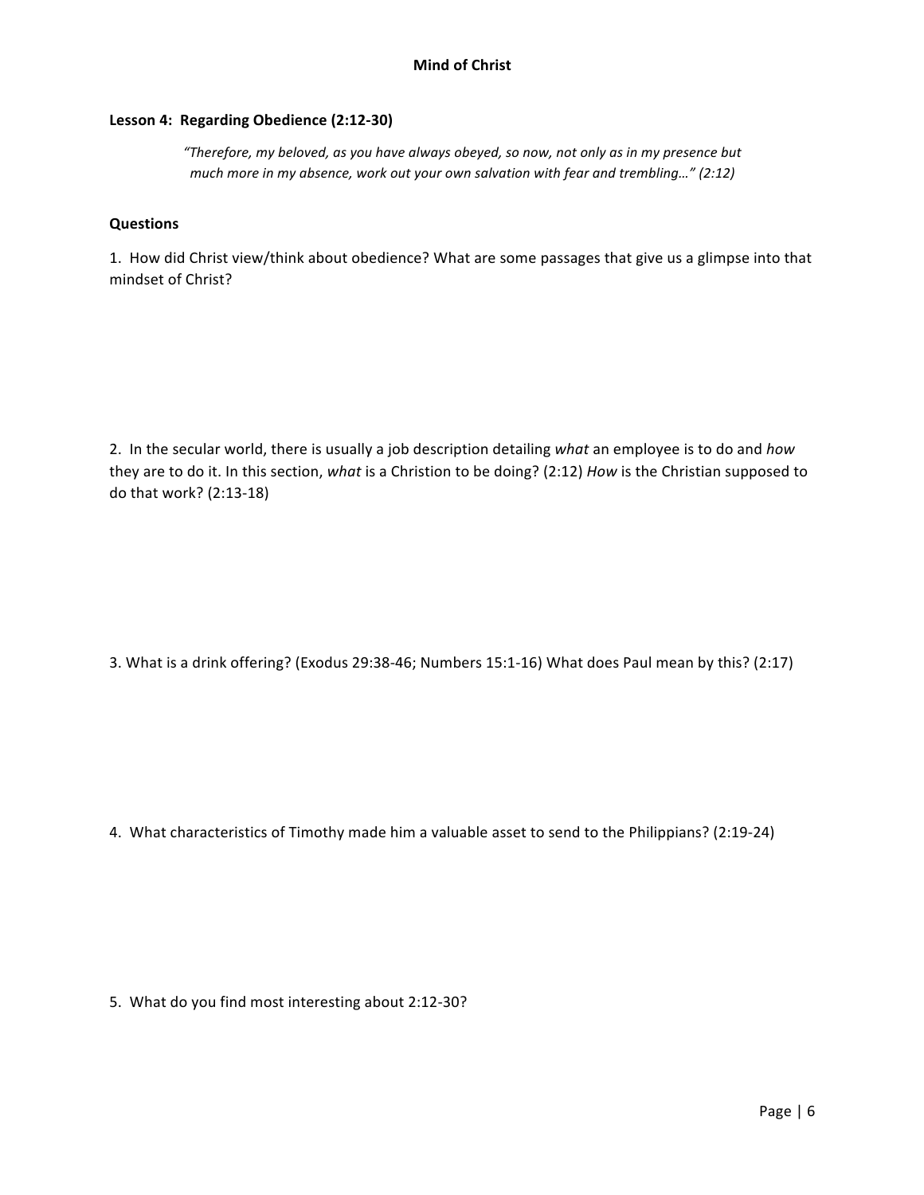**Mind of Christ**

## Lesson 4: Regarding Obedience (2:12-30)

> *"Therefore, my beloved, as you have always obeyed, so now, not only as in my presence but much more in my absence, work out your own salvation with fear and trembling…" (2:12)*

### Questions

1. How did Christ view/think about obedience? What are some passages that give us a glimpse into that mindset of Christ?

2. In the secular world, there is usually a job description detailing *what* an employee is to do and *how* they are to do it. In this section, *what* is a Christion to be doing? (2:12) *How* is the Christian supposed to do that work? (2:13-18)

3. What is a drink offering? (Exodus 29:38-46; Numbers 15:1-16) What does Paul mean by this? (2:17)

4. What characteristics of Timothy made him a valuable asset to send to the Philippians? (2:19-24)

5. What do you find most interesting about 2:12-30?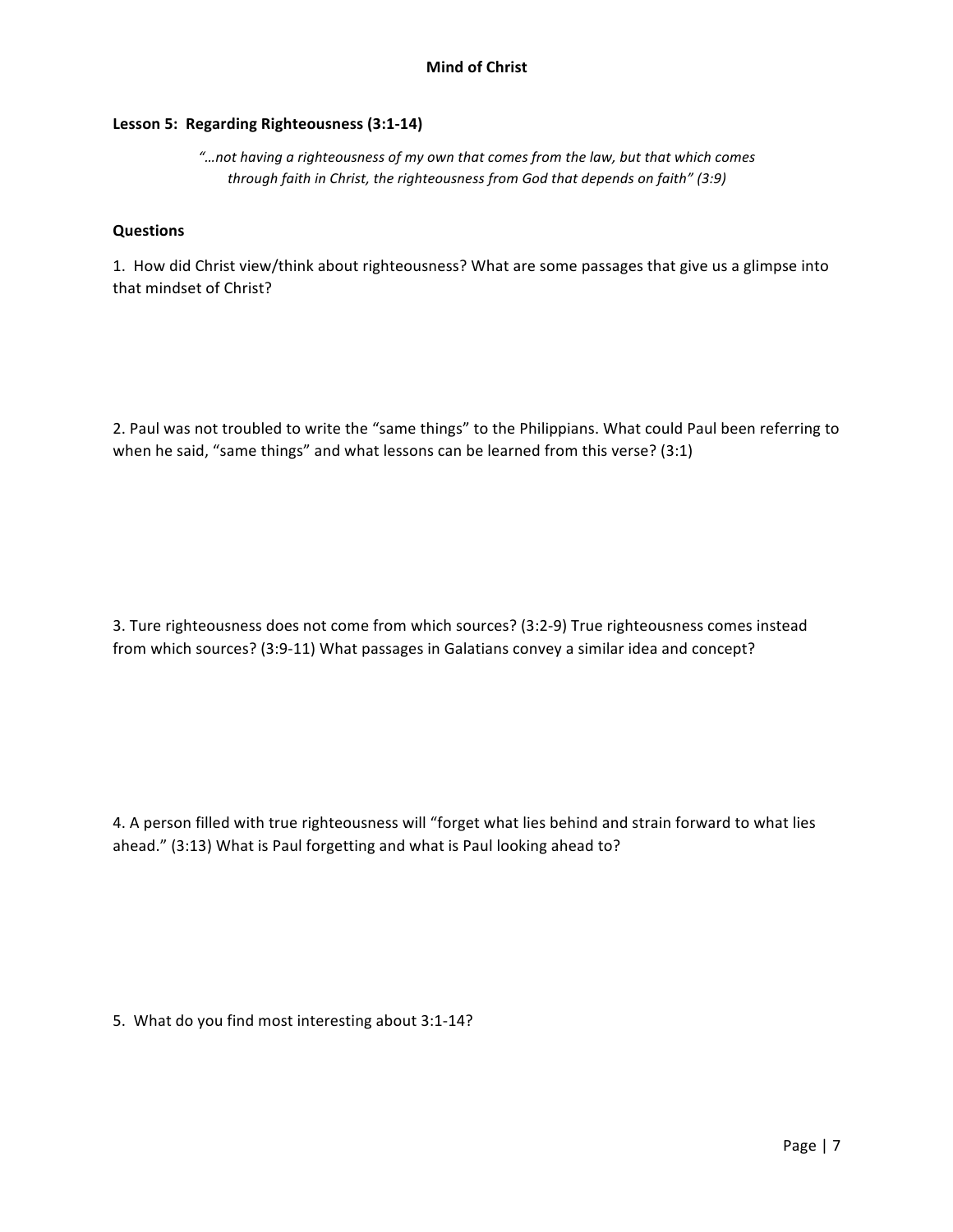# Mind of Christ

## Lesson 5: Regarding Righteousness (3:1-14)

> *"…not having a righteousness of my own that comes from the law, but that which comes through faith in Christ, the righteousness from God that depends on faith" (3:9)*

### Questions

1. How did Christ view/think about righteousness? What are some passages that give us a glimpse into that mindset of Christ?

2. Paul was not troubled to write the "same things" to the Philippians. What could Paul been referring to when he said, "same things" and what lessons can be learned from this verse? (3:1)

3. Ture righteousness does not come from which sources? (3:2-9) True righteousness comes instead from which sources? (3:9-11) What passages in Galatians convey a similar idea and concept?

4. A person filled with true righteousness will "forget what lies behind and strain forward to what lies ahead." (3:13) What is Paul forgetting and what is Paul looking ahead to?

5. What do you find most interesting about 3:1-14?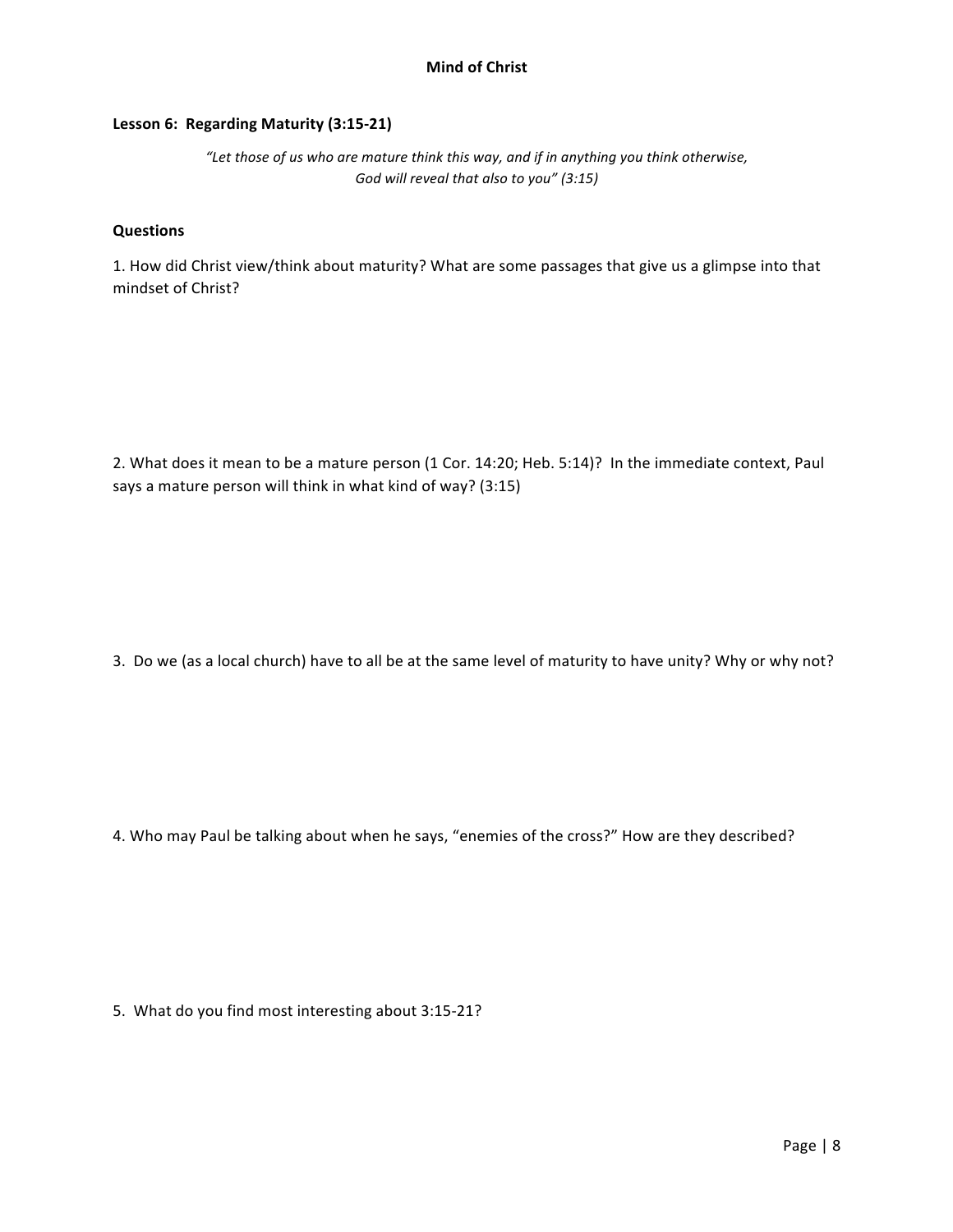# Mind of Christ

## Lesson 6: Regarding Maturity (3:15-21)

*"Let those of us who are mature think this way, and if in anything you think otherwise, God will reveal that also to you" (3:15)*

### Questions

1. How did Christ view/think about maturity? What are some passages that give us a glimpse into that mindset of Christ?

2. What does it mean to be a mature person (1 Cor. 14:20; Heb. 5:14)? In the immediate context, Paul says a mature person will think in what kind of way? (3:15)

3. Do we (as a local church) have to all be at the same level of maturity to have unity? Why or why not?

4. Who may Paul be talking about when he says, "enemies of the cross?" How are they described?

5. What do you find most interesting about 3:15-21?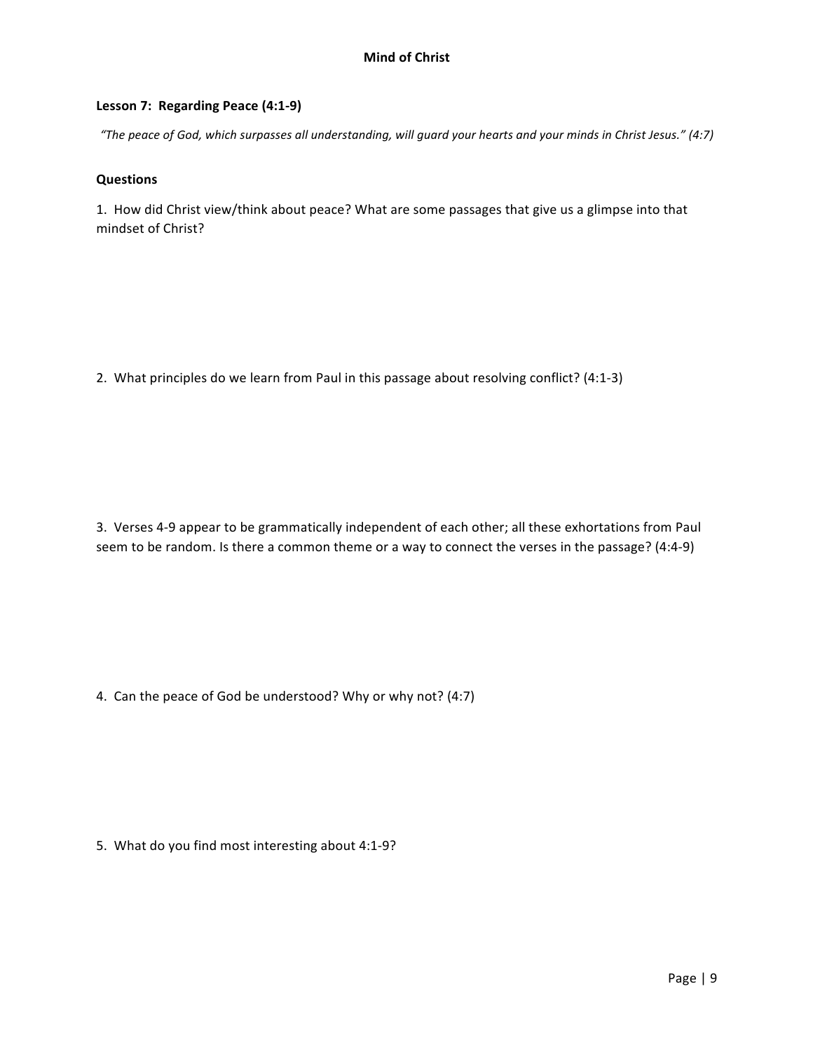# Mind of Christ

## Lesson 7: Regarding Peace (4:1-9)

*"The peace of God, which surpasses all understanding, will guard your hearts and your minds in Christ Jesus." (4:7)*

### Questions

1. How did Christ view/think about peace? What are some passages that give us a glimpse into that mindset of Christ?

2. What principles do we learn from Paul in this passage about resolving conflict? (4:1-3)

3. Verses 4-9 appear to be grammatically independent of each other; all these exhortations from Paul seem to be random. Is there a common theme or a way to connect the verses in the passage? (4:4-9)

4. Can the peace of God be understood? Why or why not? (4:7)

5. What do you find most interesting about 4:1-9?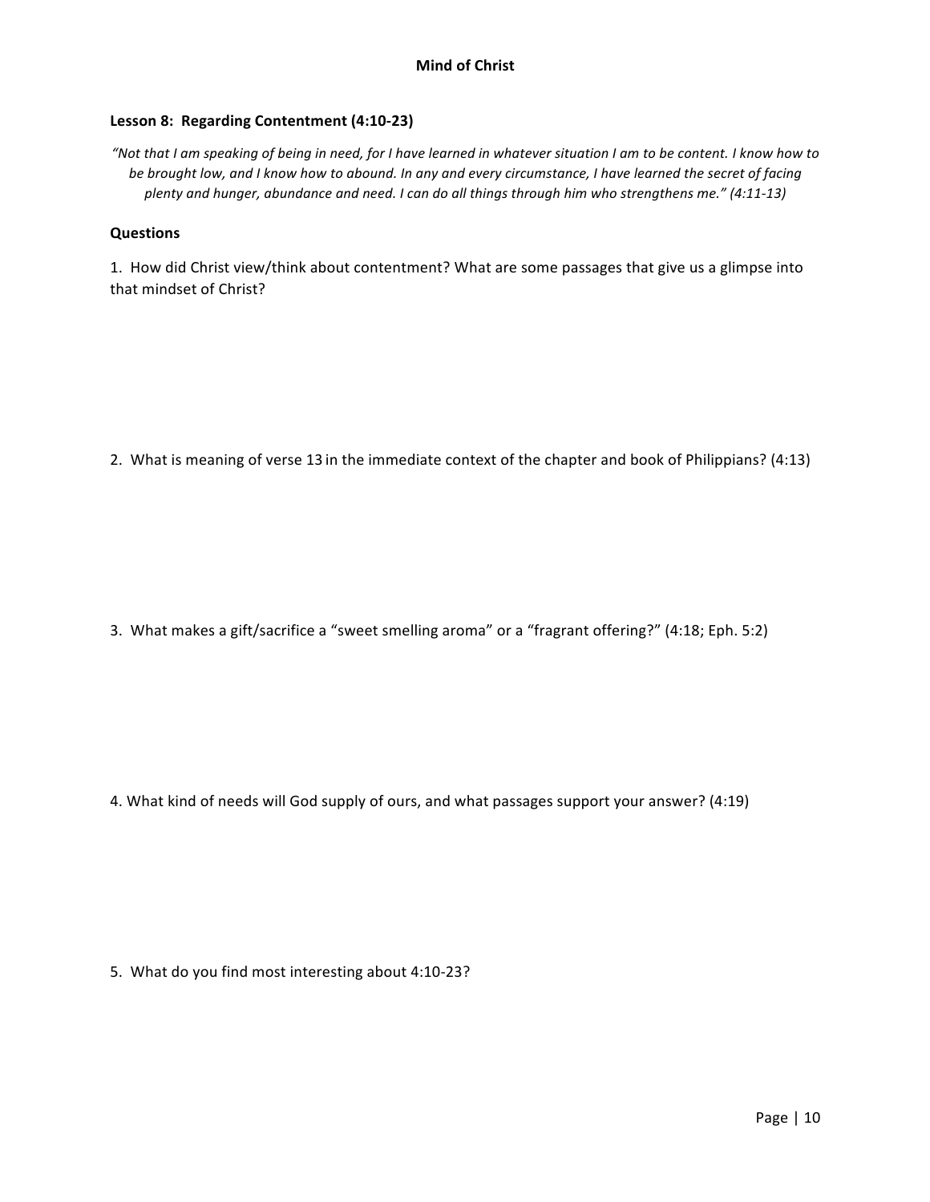## Mind of Christ

### Lesson 8: Regarding Contentment (4:10-23)

*"Not that I am speaking of being in need, for I have learned in whatever situation I am to be content. I know how to be brought low, and I know how to abound. In any and every circumstance, I have learned the secret of facing plenty and hunger, abundance and need. I can do all things through him who strengthens me." (4:11-13)*

### Questions

1. How did Christ view/think about contentment? What are some passages that give us a glimpse into that mindset of Christ?

2. What is meaning of verse 13 in the immediate context of the chapter and book of Philippians? (4:13)

3. What makes a gift/sacrifice a "sweet smelling aroma" or a "fragrant offering?" (4:18; Eph. 5:2)

4. What kind of needs will God supply of ours, and what passages support your answer? (4:19)

5. What do you find most interesting about 4:10-23?